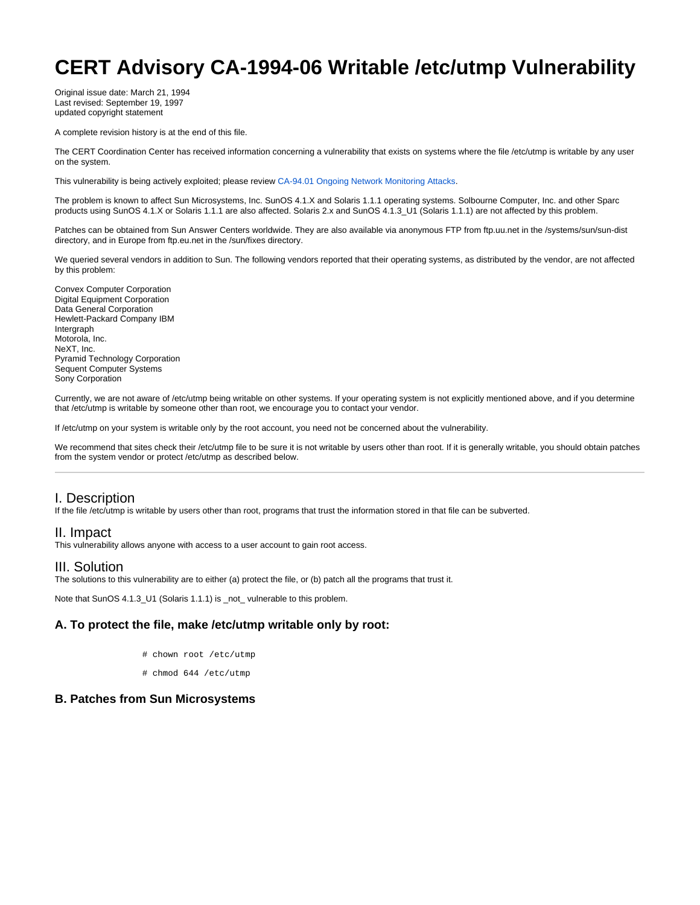# CERT Advisory CA-1994-06 Writable /etc/utmp Vulnerability

Original issue date: March 21, 1994
Last revised: September 19, 1997
updated copyright statement

A complete revision history is at the end of this file.

The CERT Coordination Center has received information concerning a vulnerability that exists on systems where the file /etc/utmp is writable by any user on the system.

This vulnerability is being actively exploited; please review CA-94.01 Ongoing Network Monitoring Attacks.

The problem is known to affect Sun Microsystems, Inc. SunOS 4.1.X and Solaris 1.1.1 operating systems. Solbourne Computer, Inc. and other Sparc products using SunOS 4.1.X or Solaris 1.1.1 are also affected. Solaris 2.x and SunOS 4.1.3_U1 (Solaris 1.1.1) are not affected by this problem.

Patches can be obtained from Sun Answer Centers worldwide. They are also available via anonymous FTP from ftp.uu.net in the /systems/sun/sun-dist directory, and in Europe from ftp.eu.net in the /sun/fixes directory.

We queried several vendors in addition to Sun. The following vendors reported that their operating systems, as distributed by the vendor, are not affected by this problem:

Convex Computer Corporation
Digital Equipment Corporation
Data General Corporation
Hewlett-Packard Company IBM
Intergraph
Motorola, Inc.
NeXT, Inc.
Pyramid Technology Corporation
Sequent Computer Systems
Sony Corporation

Currently, we are not aware of /etc/utmp being writable on other systems. If your operating system is not explicitly mentioned above, and if you determine that /etc/utmp is writable by someone other than root, we encourage you to contact your vendor.

If /etc/utmp on your system is writable only by the root account, you need not be concerned about the vulnerability.

We recommend that sites check their /etc/utmp file to be sure it is not writable by users other than root. If it is generally writable, you should obtain patches from the system vendor or protect /etc/utmp as described below.

---

## I. Description

If the file /etc/utmp is writable by users other than root, programs that trust the information stored in that file can be subverted.

## II. Impact

This vulnerability allows anyone with access to a user account to gain root access.

## III. Solution

The solutions to this vulnerability are to either (a) protect the file, or (b) patch all the programs that trust it.

Note that SunOS 4.1.3_U1 (Solaris 1.1.1) is _not_ vulnerable to this problem.

### A. To protect the file, make /etc/utmp writable only by root:

```
# chown root /etc/utmp

# chmod 644 /etc/utmp
```

### B. Patches from Sun Microsystems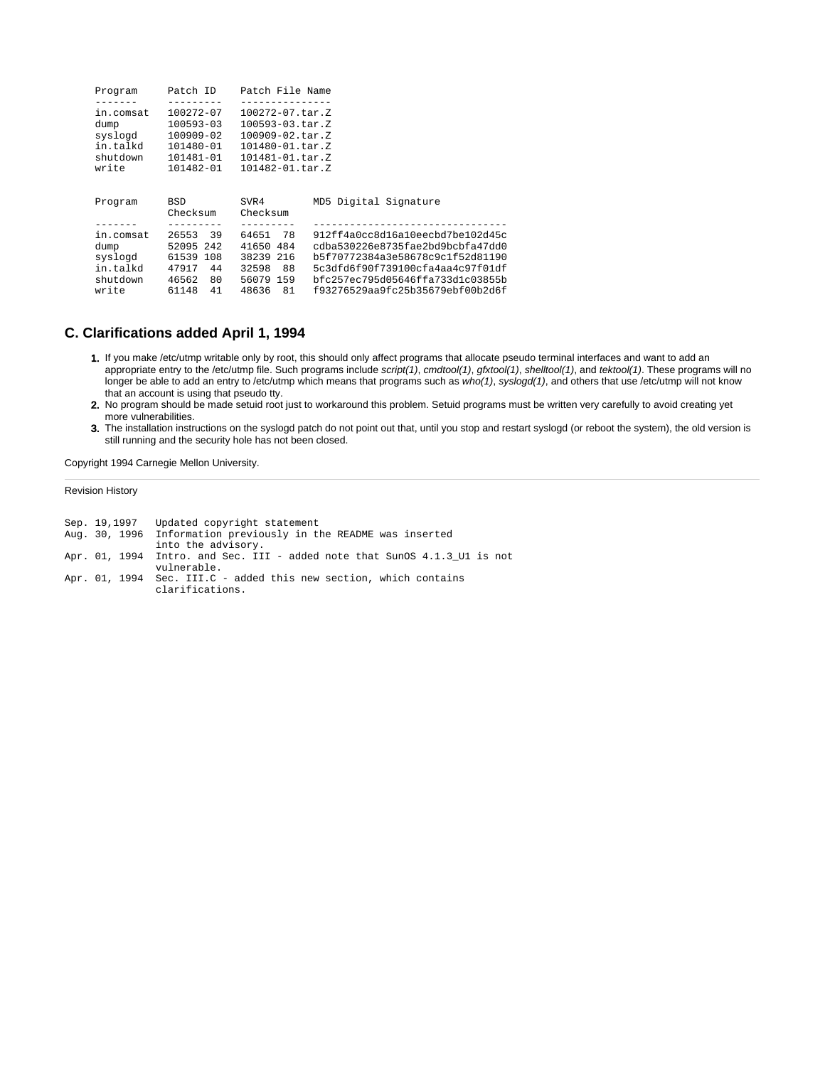| Program | Patch ID | Patch File Name |
| --- | --- | --- |
| in.comsat | 100272-07 | 100272-07.tar.Z |
| dump | 100593-03 | 100593-03.tar.Z |
| syslogd | 100909-02 | 100909-02.tar.Z |
| in.talkd | 101480-01 | 101480-01.tar.Z |
| shutdown | 101481-01 | 101481-01.tar.Z |
| write | 101482-01 | 101482-01.tar.Z |

| Program | BSD Checksum | SVR4 Checksum | MD5 Digital Signature |
| --- | --- | --- | --- |
| in.comsat | 26553 39 | 64651 78 | 912ff4a0cc8d16a10eecbd7be102d45c |
| dump | 52095 242 | 41650 484 | cdba530226e8735fae2bd9bcbfa47dd0 |
| syslogd | 61539 108 | 38239 216 | b5f70772384a3e58678c9c1f52d81190 |
| in.talkd | 47917 44 | 32598 88 | 5c3dfd6f90f739100cfa4aa4c97f01df |
| shutdown | 46562 80 | 56079 159 | bfc257ec795d05646ffa733d1c03855b |
| write | 61148 41 | 48636 81 | f93276529aa9fc25b35679ebf00b2d6f |

## C. Clarifications added April 1, 1994

1. If you make /etc/utmp writable only by root, this should only affect programs that allocate pseudo terminal interfaces and want to add an appropriate entry to the /etc/utmp file. Such programs include *script(1)*, *cmdtool(1)*, *gfxtool(1)*, *shelltool(1)*, and *tektool(1)*. These programs will no longer be able to add an entry to /etc/utmp which means that programs such as *who(1)*, *syslogd(1)*, and others that use /etc/utmp will not know that an account is using that pseudo tty.
2. No program should be made setuid root just to workaround this problem. Setuid programs must be written very carefully to avoid creating yet more vulnerabilities.
3. The installation instructions on the syslogd patch do not point out that, until you stop and restart syslogd (or reboot the system), the old version is still running and the security hole has not been closed.

Copyright 1994 Carnegie Mellon University.

---

Revision History

```
Sep. 19,1997   Updated copyright statement
Aug. 30, 1996  Information previously in the README was inserted
               into the advisory.
Apr. 01, 1994  Intro. and Sec. III - added note that SunOS 4.1.3_U1 is not
               vulnerable.
Apr. 01, 1994  Sec. III.C - added this new section, which contains
               clarifications.
```